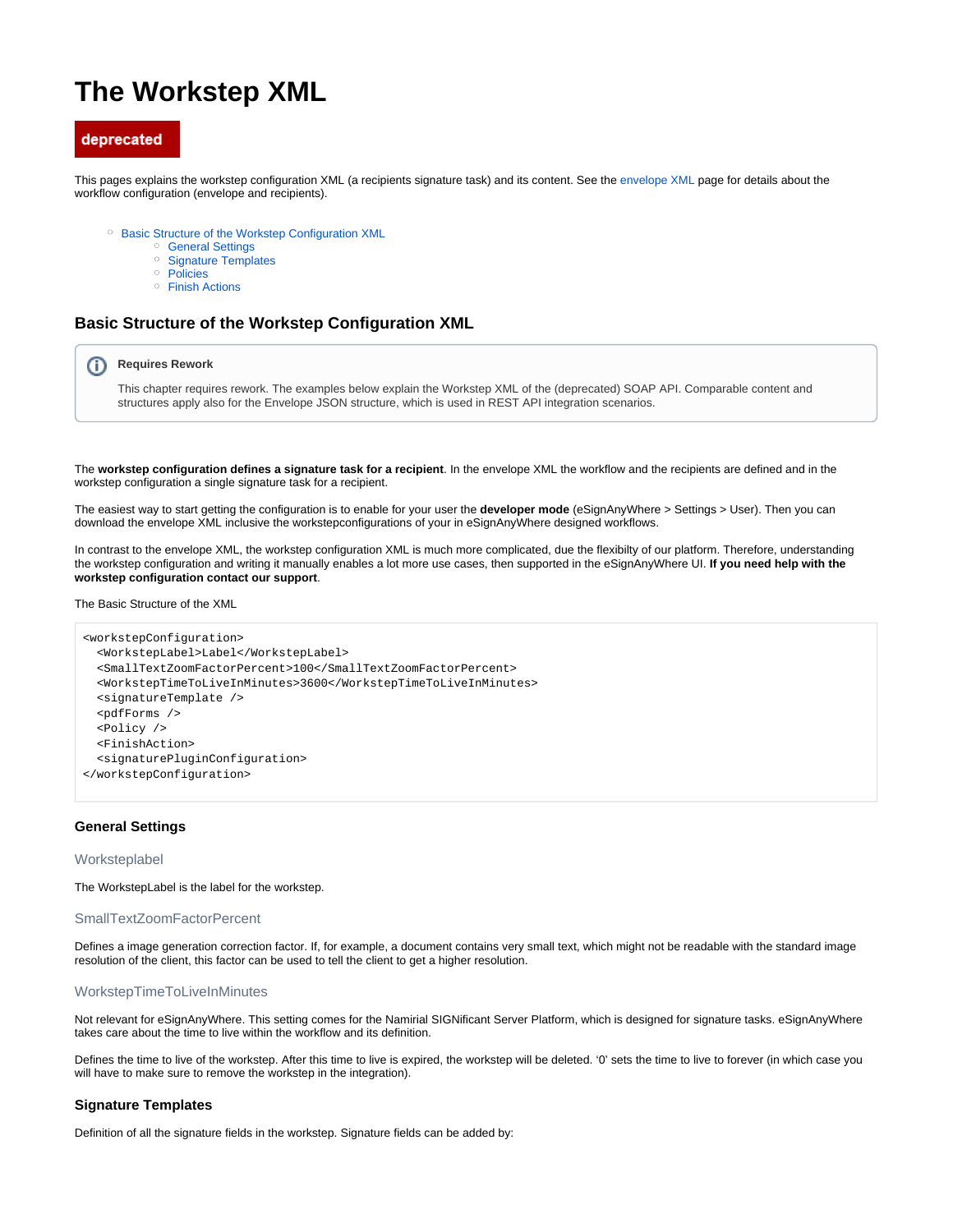# The Workstep XML

deprecated

This pages explains the workstep configuration XML (a recipients signature task) and its content. See the envelope XML page for details about the workflow configuration (envelope and recipients).

- Basic Structure of the Workstep Configuration XML
  - General Settings
  - Signature Templates
  - Policies
  - Finish Actions

## Basic Structure of the Workstep Configuration XML

> **Requires Rework**
>
> This chapter requires rework. The examples below explain the Workstep XML of the (deprecated) SOAP API. Comparable content and structures apply also for the Envelope JSON structure, which is used in REST API integration scenarios.

The **workstep configuration defines a signature task for a recipient**. In the envelope XML the workflow and the recipients are defined and in the workstep configuration a single signature task for a recipient.

The easiest way to start getting the configuration is to enable for your user the **developer mode** (eSignAnyWhere > Settings > User). Then you can download the envelope XML inclusive the workstepconfigurations of your in eSignAnyWhere designed workflows.

In contrast to the envelope XML, the workstep configuration XML is much more complicated, due the flexibilty of our platform. Therefore, understanding the workstep configuration and writing it manually enables a lot more use cases, then supported in the eSignAnyWhere UI. **If you need help with the workstep configuration contact our support**.

The Basic Structure of the XML

```
<workstepConfiguration>
  <WorkstepLabel>Label</WorkstepLabel>
  <SmallTextZoomFactorPercent>100</SmallTextZoomFactorPercent>
  <WorkstepTimeToLiveInMinutes>3600</WorkstepTimeToLiveInMinutes>
  <signatureTemplate />
  <pdfForms />
  <Policy />
  <FinishAction>
  <signaturePluginConfiguration>
</workstepConfiguration>
```

### General Settings

#### Worksteplabel

The WorkstepLabel is the label for the workstep.

#### SmallTextZoomFactorPercent

Defines a image generation correction factor. If, for example, a document contains very small text, which might not be readable with the standard image resolution of the client, this factor can be used to tell the client to get a higher resolution.

#### WorkstepTimeToLiveInMinutes

Not relevant for eSignAnyWhere. This setting comes for the Namirial SIGNificant Server Platform, which is designed for signature tasks. eSignAnyWhere takes care about the time to live within the workflow and its definition.

Defines the time to live of the workstep. After this time to live is expired, the workstep will be deleted. '0' sets the time to live to forever (in which case you will have to make sure to remove the workstep in the integration).

### Signature Templates

Definition of all the signature fields in the workstep. Signature fields can be added by: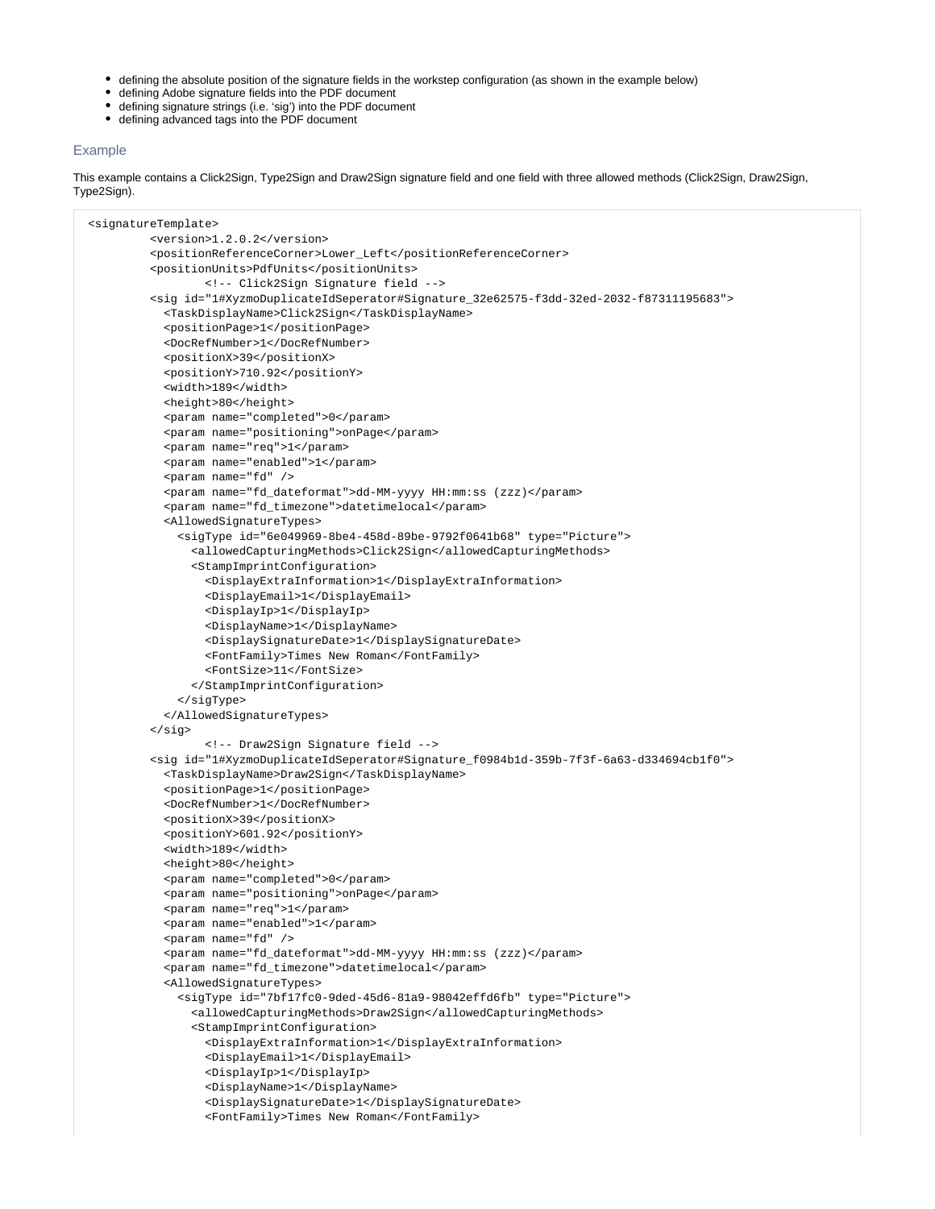- defining the absolute position of the signature fields in the workstep configuration (as shown in the example below)
- defining Adobe signature fields into the PDF document
- defining signature strings (i.e. 'sig') into the PDF document
- defining advanced tags into the PDF document

### Example

This example contains a Click2Sign, Type2Sign and Draw2Sign signature field and one field with three allowed methods (Click2Sign, Draw2Sign, Type2Sign).

```
<signatureTemplate>
         <version>1.2.0.2</version>
         <positionReferenceCorner>Lower_Left</positionReferenceCorner>
         <positionUnits>PdfUnits</positionUnits>
                 <!-- Click2Sign Signature field -->
         <sig id="1#XyzmoDuplicateIdSeperator#Signature_32e62575-f3dd-32ed-2032-f87311195683">
           <TaskDisplayName>Click2Sign</TaskDisplayName>
           <positionPage>1</positionPage>
           <DocRefNumber>1</DocRefNumber>
           <positionX>39</positionX>
           <positionY>710.92</positionY>
           <width>189</width>
           <height>80</height>
           <param name="completed">0</param>
           <param name="positioning">onPage</param>
           <param name="req">1</param>
           <param name="enabled">1</param>
           <param name="fd" />
           <param name="fd_dateformat">dd-MM-yyyy HH:mm:ss (zzz)</param>
           <param name="fd_timezone">datetimelocal</param>
           <AllowedSignatureTypes>
             <sigType id="6e049969-8be4-458d-89be-9792f0641b68" type="Picture">
               <allowedCapturingMethods>Click2Sign</allowedCapturingMethods>
               <StampImprintConfiguration>
                 <DisplayExtraInformation>1</DisplayExtraInformation>
                 <DisplayEmail>1</DisplayEmail>
                 <DisplayIp>1</DisplayIp>
                 <DisplayName>1</DisplayName>
                 <DisplaySignatureDate>1</DisplaySignatureDate>
                 <FontFamily>Times New Roman</FontFamily>
                 <FontSize>11</FontSize>
               </StampImprintConfiguration>
             </sigType>
           </AllowedSignatureTypes>
         </sig>
                 <!-- Draw2Sign Signature field -->
         <sig id="1#XyzmoDuplicateIdSeperator#Signature_f0984b1d-359b-7f3f-6a63-d334694cb1f0">
           <TaskDisplayName>Draw2Sign</TaskDisplayName>
           <positionPage>1</positionPage>
           <DocRefNumber>1</DocRefNumber>
           <positionX>39</positionX>
           <positionY>601.92</positionY>
           <width>189</width>
           <height>80</height>
           <param name="completed">0</param>
           <param name="positioning">onPage</param>
           <param name="req">1</param>
           <param name="enabled">1</param>
           <param name="fd" />
           <param name="fd_dateformat">dd-MM-yyyy HH:mm:ss (zzz)</param>
           <param name="fd_timezone">datetimelocal</param>
           <AllowedSignatureTypes>
             <sigType id="7bf17fc0-9ded-45d6-81a9-98042effd6fb" type="Picture">
               <allowedCapturingMethods>Draw2Sign</allowedCapturingMethods>
               <StampImprintConfiguration>
                 <DisplayExtraInformation>1</DisplayExtraInformation>
                 <DisplayEmail>1</DisplayEmail>
                 <DisplayIp>1</DisplayIp>
                 <DisplayName>1</DisplayName>
                 <DisplaySignatureDate>1</DisplaySignatureDate>
                 <FontFamily>Times New Roman</FontFamily>
```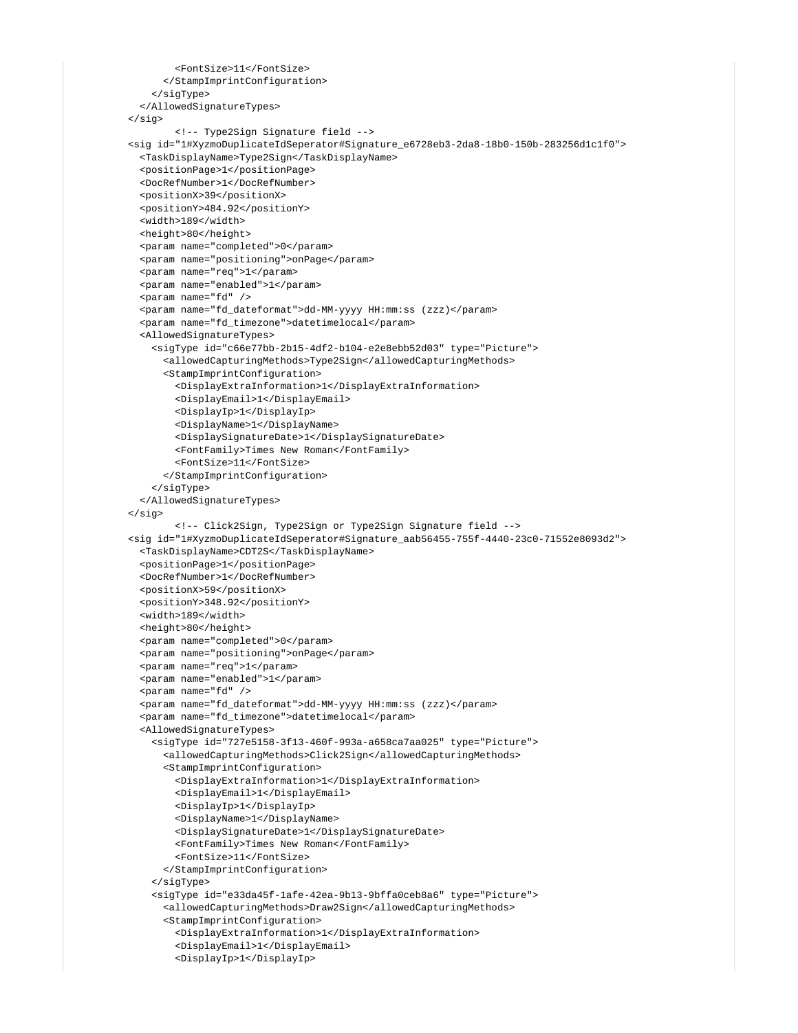```
        <FontSize>11</FontSize>
      </StampImprintConfiguration>
    </sigType>
  </AllowedSignatureTypes>
</sig>
        <!-- Type2Sign Signature field -->
<sig id="1#XyzmoDuplicateIdSeperator#Signature_e6728eb3-2da8-18b0-150b-283256d1c1f0">
  <TaskDisplayName>Type2Sign</TaskDisplayName>
  <positionPage>1</positionPage>
  <DocRefNumber>1</DocRefNumber>
  <positionX>39</positionX>
  <positionY>484.92</positionY>
  <width>189</width>
  <height>80</height>
  <param name="completed">0</param>
  <param name="positioning">onPage</param>
  <param name="req">1</param>
  <param name="enabled">1</param>
  <param name="fd" />
  <param name="fd_dateformat">dd-MM-yyyy HH:mm:ss (zzz)</param>
  <param name="fd_timezone">datetimelocal</param>
  <AllowedSignatureTypes>
    <sigType id="c66e77bb-2b15-4df2-b104-e2e8ebb52d03" type="Picture">
      <allowedCapturingMethods>Type2Sign</allowedCapturingMethods>
      <StampImprintConfiguration>
        <DisplayExtraInformation>1</DisplayExtraInformation>
        <DisplayEmail>1</DisplayEmail>
        <DisplayIp>1</DisplayIp>
        <DisplayName>1</DisplayName>
        <DisplaySignatureDate>1</DisplaySignatureDate>
        <FontFamily>Times New Roman</FontFamily>
        <FontSize>11</FontSize>
      </StampImprintConfiguration>
    </sigType>
  </AllowedSignatureTypes>
</sig>
        <!-- Click2Sign, Type2Sign or Type2Sign Signature field -->
<sig id="1#XyzmoDuplicateIdSeperator#Signature_aab56455-755f-4440-23c0-71552e8093d2">
  <TaskDisplayName>CDT2S</TaskDisplayName>
  <positionPage>1</positionPage>
  <DocRefNumber>1</DocRefNumber>
  <positionX>59</positionX>
  <positionY>348.92</positionY>
  <width>189</width>
  <height>80</height>
  <param name="completed">0</param>
  <param name="positioning">onPage</param>
  <param name="req">1</param>
  <param name="enabled">1</param>
  <param name="fd" />
  <param name="fd_dateformat">dd-MM-yyyy HH:mm:ss (zzz)</param>
  <param name="fd_timezone">datetimelocal</param>
  <AllowedSignatureTypes>
    <sigType id="727e5158-3f13-460f-993a-a658ca7aa025" type="Picture">
      <allowedCapturingMethods>Click2Sign</allowedCapturingMethods>
      <StampImprintConfiguration>
        <DisplayExtraInformation>1</DisplayExtraInformation>
        <DisplayEmail>1</DisplayEmail>
        <DisplayIp>1</DisplayIp>
        <DisplayName>1</DisplayName>
        <DisplaySignatureDate>1</DisplaySignatureDate>
        <FontFamily>Times New Roman</FontFamily>
        <FontSize>11</FontSize>
      </StampImprintConfiguration>
    </sigType>
    <sigType id="e33da45f-1afe-42ea-9b13-9bffa0ceb8a6" type="Picture">
      <allowedCapturingMethods>Draw2Sign</allowedCapturingMethods>
      <StampImprintConfiguration>
        <DisplayExtraInformation>1</DisplayExtraInformation>
        <DisplayEmail>1</DisplayEmail>
        <DisplayIp>1</DisplayIp>
```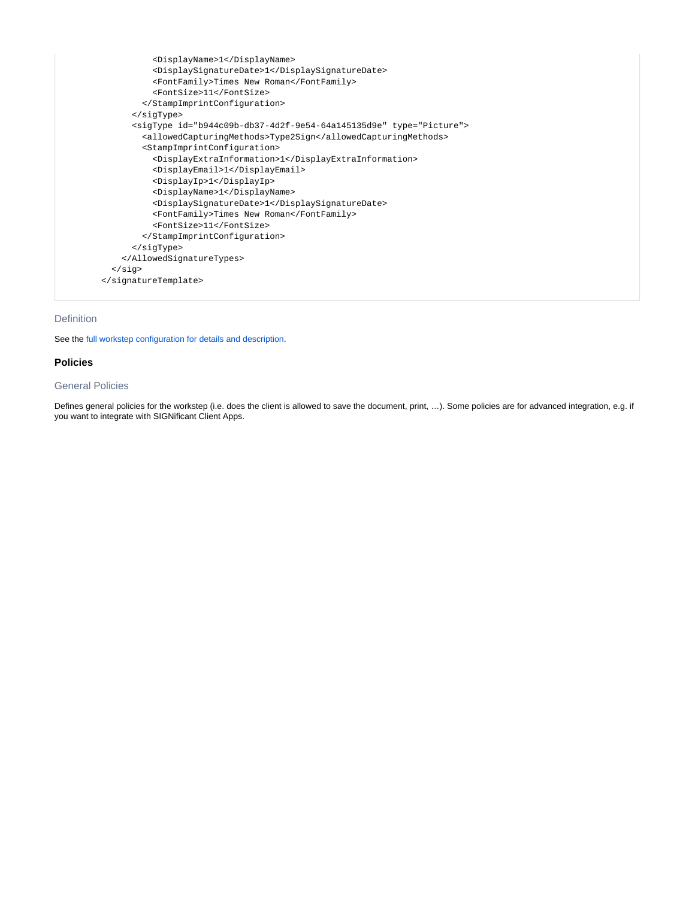```
          <DisplayName>1</DisplayName>
          <DisplaySignatureDate>1</DisplaySignatureDate>
          <FontFamily>Times New Roman</FontFamily>
          <FontSize>11</FontSize>
        </StampImprintConfiguration>
      </sigType>
      <sigType id="b944c09b-db37-4d2f-9e54-64a145135d9e" type="Picture">
        <allowedCapturingMethods>Type2Sign</allowedCapturingMethods>
        <StampImprintConfiguration>
          <DisplayExtraInformation>1</DisplayExtraInformation>
          <DisplayEmail>1</DisplayEmail>
          <DisplayIp>1</DisplayIp>
          <DisplayName>1</DisplayName>
          <DisplaySignatureDate>1</DisplaySignatureDate>
          <FontFamily>Times New Roman</FontFamily>
          <FontSize>11</FontSize>
        </StampImprintConfiguration>
      </sigType>
    </AllowedSignatureTypes>
  </sig>
</signatureTemplate>
```

#### Definition

See the full workstep configuration for details and description.

### Policies

#### General Policies

Defines general policies for the workstep (i.e. does the client is allowed to save the document, print, …). Some policies are for advanced integration, e.g. if you want to integrate with SIGNificant Client Apps.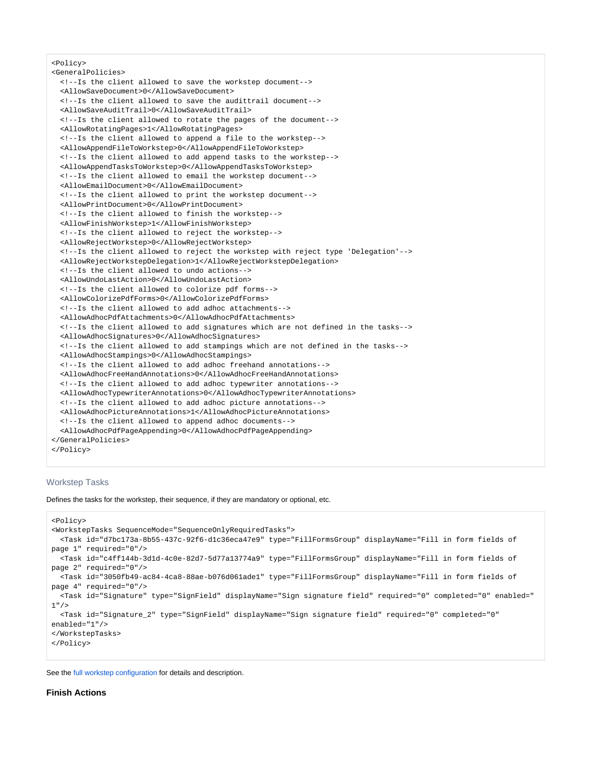```
<Policy>
<GeneralPolicies>
  <!--Is the client allowed to save the workstep document-->
  <AllowSaveDocument>0</AllowSaveDocument>
  <!--Is the client allowed to save the audittrail document-->
  <AllowSaveAuditTrail>0</AllowSaveAuditTrail>
  <!--Is the client allowed to rotate the pages of the document-->
  <AllowRotatingPages>1</AllowRotatingPages>
  <!--Is the client allowed to append a file to the workstep-->
  <AllowAppendFileToWorkstep>0</AllowAppendFileToWorkstep>
  <!--Is the client allowed to add append tasks to the workstep-->
  <AllowAppendTasksToWorkstep>0</AllowAppendTasksToWorkstep>
  <!--Is the client allowed to email the workstep document-->
  <AllowEmailDocument>0</AllowEmailDocument>
  <!--Is the client allowed to print the workstep document-->
  <AllowPrintDocument>0</AllowPrintDocument>
  <!--Is the client allowed to finish the workstep-->
  <AllowFinishWorkstep>1</AllowFinishWorkstep>
  <!--Is the client allowed to reject the workstep-->
  <AllowRejectWorkstep>0</AllowRejectWorkstep>
  <!--Is the client allowed to reject the workstep with reject type 'Delegation'-->
  <AllowRejectWorkstepDelegation>1</AllowRejectWorkstepDelegation>
  <!--Is the client allowed to undo actions-->
  <AllowUndoLastAction>0</AllowUndoLastAction>
  <!--Is the client allowed to colorize pdf forms-->
  <AllowColorizePdfForms>0</AllowColorizePdfForms>
  <!--Is the client allowed to add adhoc attachments-->
  <AllowAdhocPdfAttachments>0</AllowAdhocPdfAttachments>
  <!--Is the client allowed to add signatures which are not defined in the tasks-->
  <AllowAdhocSignatures>0</AllowAdhocSignatures>
  <!--Is the client allowed to add stampings which are not defined in the tasks-->
  <AllowAdhocStampings>0</AllowAdhocStampings>
  <!--Is the client allowed to add adhoc freehand annotations-->
  <AllowAdhocFreeHandAnnotations>0</AllowAdhocFreeHandAnnotations>
  <!--Is the client allowed to add adhoc typewriter annotations-->
  <AllowAdhocTypewriterAnnotations>0</AllowAdhocTypewriterAnnotations>
  <!--Is the client allowed to add adhoc picture annotations-->
  <AllowAdhocPictureAnnotations>1</AllowAdhocPictureAnnotations>
  <!--Is the client allowed to append adhoc documents-->
  <AllowAdhocPdfPageAppending>0</AllowAdhocPdfPageAppending>
</GeneralPolicies>
</Policy>
```

### Workstep Tasks

Defines the tasks for the workstep, their sequence, if they are mandatory or optional, etc.

```
<Policy>
<WorkstepTasks SequenceMode="SequenceOnlyRequiredTasks">
  <Task id="d7bc173a-8b55-437c-92f6-d1c36eca47e9" type="FillFormsGroup" displayName="Fill in form fields of page 1" required="0"/>
  <Task id="c4ff144b-3d1d-4c0e-82d7-5d77a13774a9" type="FillFormsGroup" displayName="Fill in form fields of page 2" required="0"/>
  <Task id="3050fb49-ac84-4ca8-88ae-b076d061ade1" type="FillFormsGroup" displayName="Fill in form fields of page 4" required="0"/>
  <Task id="Signature" type="SignField" displayName="Sign signature field" required="0" completed="0" enabled="1"/>
  <Task id="Signature_2" type="SignField" displayName="Sign signature field" required="0" completed="0" enabled="1"/>
</WorkstepTasks>
</Policy>
```

See the full workstep configuration for details and description.

### Finish Actions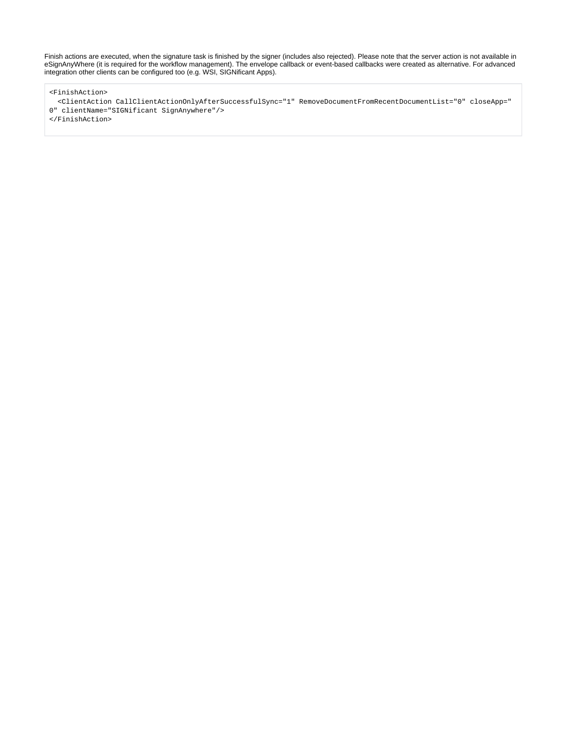Finish actions are executed, when the signature task is finished by the signer (includes also rejected). Please note that the server action is not available in eSignAnyWhere (it is required for the workflow management). The envelope callback or event-based callbacks were created as alternative. For advanced integration other clients can be configured too (e.g. WSI, SIGNificant Apps).

```
<FinishAction>
  <ClientAction CallClientActionOnlyAfterSuccessfulSync="1" RemoveDocumentFromRecentDocumentList="0" closeApp="0" clientName="SIGNificant SignAnywhere"/>
</FinishAction>
```